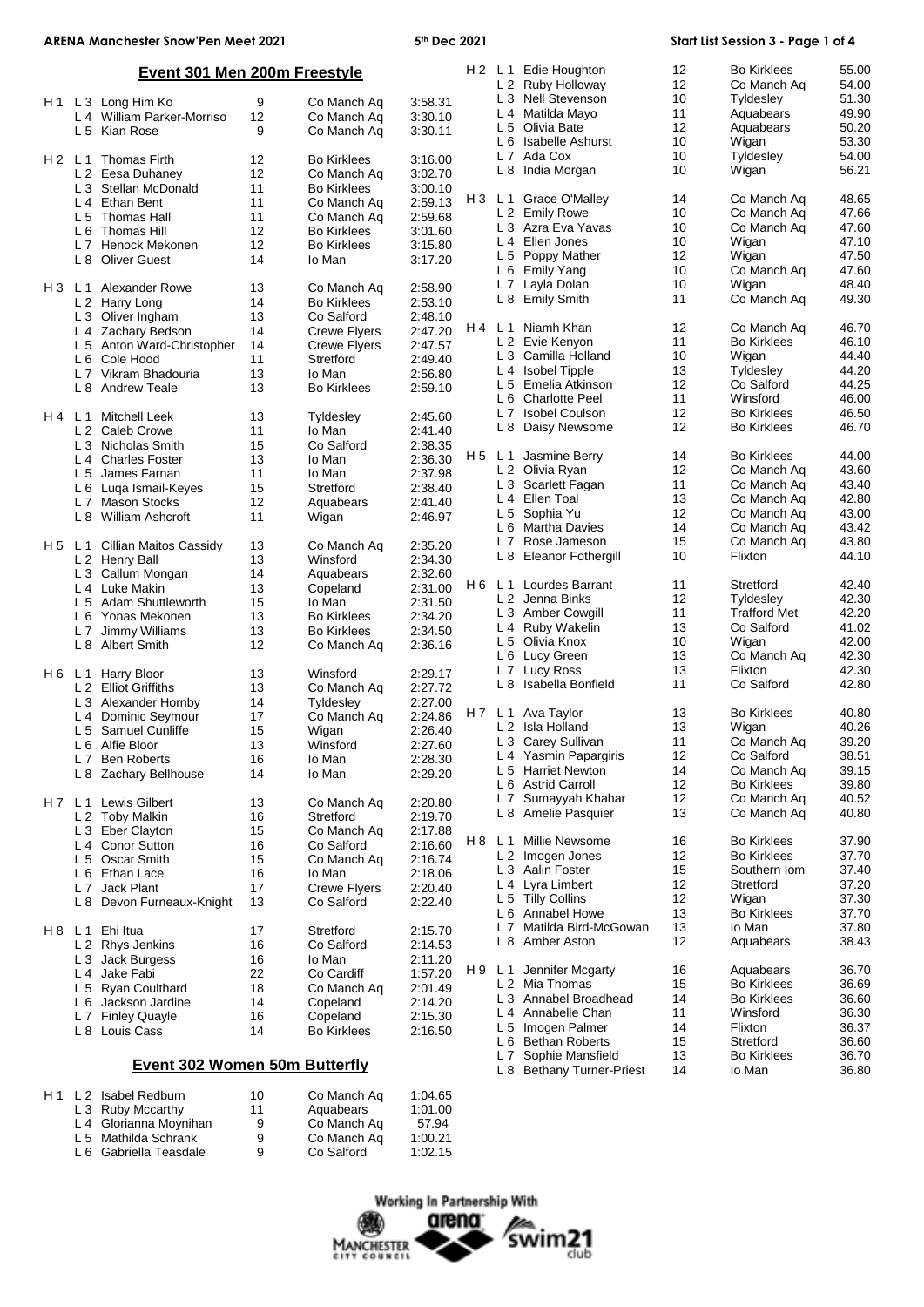## Event 301 Men 200m Freestyle

| Heat | Lane | Name | Age | Club | Time |
|---|---|---|---|---|---|
| H 1 | L 3 | Long Him Ko | 9 | Co Manch Aq | 3:58.31 |
| | L 4 | William Parker-Morriso | 12 | Co Manch Aq | 3:30.10 |
| | L 5 | Kian Rose | 9 | Co Manch Aq | 3:30.11 |
| H 2 | L 1 | Thomas Firth | 12 | Bo Kirklees | 3:16.00 |
| | L 2 | Eesa Duhaney | 12 | Co Manch Aq | 3:02.70 |
| | L 3 | Stellan McDonald | 11 | Bo Kirklees | 3:00.10 |
| | L 4 | Ethan Bent | 11 | Co Manch Aq | 2:59.13 |
| | L 5 | Thomas Hall | 11 | Co Manch Aq | 2:59.68 |
| | L 6 | Thomas Hill | 12 | Bo Kirklees | 3:01.60 |
| | L 7 | Henock Mekonen | 12 | Bo Kirklees | 3:15.80 |
| | L 8 | Oliver Guest | 14 | Io Man | 3:17.20 |
| H 3 | L 1 | Alexander Rowe | 13 | Co Manch Aq | 2:58.90 |
| | L 2 | Harry Long | 14 | Bo Kirklees | 2:53.10 |
| | L 3 | Oliver Ingham | 13 | Co Salford | 2:48.10 |
| | L 4 | Zachary Bedson | 14 | Crewe Flyers | 2:47.20 |
| | L 5 | Anton Ward-Christopher | 14 | Crewe Flyers | 2:47.57 |
| | L 6 | Cole Hood | 11 | Stretford | 2:49.40 |
| | L 7 | Vikram Bhadouria | 13 | Io Man | 2:56.80 |
| | L 8 | Andrew Teale | 13 | Bo Kirklees | 2:59.10 |
| H 4 | L 1 | Mitchell Leek | 13 | Tyldesley | 2:45.60 |
| | L 2 | Caleb Crowe | 11 | Io Man | 2:41.40 |
| | L 3 | Nicholas Smith | 15 | Co Salford | 2:38.35 |
| | L 4 | Charles Foster | 13 | Io Man | 2:36.30 |
| | L 5 | James Farnan | 11 | Io Man | 2:37.98 |
| | L 6 | Luqa Ismail-Keyes | 15 | Stretford | 2:38.40 |
| | L 7 | Mason Stocks | 12 | Aquabears | 2:41.40 |
| | L 8 | William Ashcroft | 11 | Wigan | 2:46.97 |
| H 5 | L 1 | Cillian Maitos Cassidy | 13 | Co Manch Aq | 2:35.20 |
| | L 2 | Henry Ball | 13 | Winsford | 2:34.30 |
| | L 3 | Callum Mongan | 14 | Aquabears | 2:32.60 |
| | L 4 | Luke Makin | 13 | Copeland | 2:31.00 |
| | L 5 | Adam Shuttleworth | 15 | Io Man | 2:31.50 |
| | L 6 | Yonas Mekonen | 13 | Bo Kirklees | 2:34.20 |
| | L 7 | Jimmy Williams | 13 | Bo Kirklees | 2:34.50 |
| | L 8 | Albert Smith | 12 | Co Manch Aq | 2:36.16 |
| H 6 | L 1 | Harry Bloor | 13 | Winsford | 2:29.17 |
| | L 2 | Elliot Griffiths | 13 | Co Manch Aq | 2:27.72 |
| | L 3 | Alexander Hornby | 14 | Tyldesley | 2:27.00 |
| | L 4 | Dominic Seymour | 17 | Co Manch Aq | 2:24.86 |
| | L 5 | Samuel Cunliffe | 15 | Wigan | 2:26.40 |
| | L 6 | Alfie Bloor | 13 | Winsford | 2:27.60 |
| | L 7 | Ben Roberts | 16 | Io Man | 2:28.30 |
| | L 8 | Zachary Bellhouse | 14 | Io Man | 2:29.20 |
| H 7 | L 1 | Lewis Gilbert | 13 | Co Manch Aq | 2:20.80 |
| | L 2 | Toby Malkin | 16 | Stretford | 2:19.70 |
| | L 3 | Eber Clayton | 15 | Co Manch Aq | 2:17.88 |
| | L 4 | Conor Sutton | 16 | Co Salford | 2:16.60 |
| | L 5 | Oscar Smith | 15 | Co Manch Aq | 2:16.74 |
| | L 6 | Ethan Lace | 16 | Io Man | 2:18.06 |
| | L 7 | Jack Plant | 17 | Crewe Flyers | 2:20.40 |
| | L 8 | Devon Furneaux-Knight | 13 | Co Salford | 2:22.40 |
| H 8 | L 1 | Ehi Itua | 17 | Stretford | 2:15.70 |
| | L 2 | Rhys Jenkins | 16 | Co Salford | 2:14.53 |
| | L 3 | Jack Burgess | 16 | Io Man | 2:11.20 |
| | L 4 | Jake Fabi | 22 | Co Cardiff | 1:57.20 |
| | L 5 | Ryan Coulthard | 18 | Co Manch Aq | 2:01.49 |
| | L 6 | Jackson Jardine | 14 | Copeland | 2:14.20 |
| | L 7 | Finley Quayle | 16 | Copeland | 2:15.30 |
| | L 8 | Louis Cass | 14 | Bo Kirklees | 2:16.50 |

## Event 302 Women 50m Butterfly

| Heat | Lane | Name | Age | Club | Time |
|---|---|---|---|---|---|
| H 1 | L 2 | Isabel Redburn | 10 | Co Manch Aq | 1:04.65 |
| | L 3 | Ruby Mccarthy | 11 | Aquabears | 1:01.00 |
| | L 4 | Glorianna Moynihan | 9 | Co Manch Aq | 57.94 |
| | L 5 | Mathilda Schrank | 9 | Co Manch Aq | 1:00.21 |
| | L 6 | Gabriella Teasdale | 9 | Co Salford | 1:02.15 |
| H 2 | L 1 | Edie Houghton | 12 | Bo Kirklees | 55.00 |
| | L 2 | Ruby Holloway | 12 | Co Manch Aq | 54.00 |
| | L 3 | Nell Stevenson | 10 | Tyldesley | 51.30 |
| | L 4 | Matilda Mayo | 11 | Aquabears | 49.90 |
| | L 5 | Olivia Bate | 12 | Aquabears | 50.20 |
| | L 6 | Isabelle Ashurst | 10 | Wigan | 53.30 |
| | L 7 | Ada Cox | 10 | Tyldesley | 54.00 |
| | L 8 | India Morgan | 10 | Wigan | 56.21 |
| H 3 | L 1 | Grace O'Malley | 14 | Co Manch Aq | 48.65 |
| | L 2 | Emily Rowe | 10 | Co Manch Aq | 47.66 |
| | L 3 | Azra Eva Yavas | 10 | Co Manch Aq | 47.60 |
| | L 4 | Ellen Jones | 10 | Wigan | 47.10 |
| | L 5 | Poppy Mather | 12 | Wigan | 47.50 |
| | L 6 | Emily Yang | 10 | Co Manch Aq | 47.60 |
| | L 7 | Layla Dolan | 10 | Wigan | 48.40 |
| | L 8 | Emily Smith | 11 | Co Manch Aq | 49.30 |
| H 4 | L 1 | Niamh Khan | 12 | Co Manch Aq | 46.70 |
| | L 2 | Evie Kenyon | 11 | Bo Kirklees | 46.10 |
| | L 3 | Camilla Holland | 10 | Wigan | 44.40 |
| | L 4 | Isobel Tipple | 13 | Tyldesley | 44.20 |
| | L 5 | Emelia Atkinson | 12 | Co Salford | 44.25 |
| | L 6 | Charlotte Peel | 11 | Winsford | 46.00 |
| | L 7 | Isobel Coulson | 12 | Bo Kirklees | 46.50 |
| | L 8 | Daisy Newsome | 12 | Bo Kirklees | 46.70 |
| H 5 | L 1 | Jasmine Berry | 14 | Bo Kirklees | 44.00 |
| | L 2 | Olivia Ryan | 12 | Co Manch Aq | 43.60 |
| | L 3 | Scarlett Fagan | 11 | Co Manch Aq | 43.40 |
| | L 4 | Ellen Toal | 13 | Co Manch Aq | 42.80 |
| | L 5 | Sophia Yu | 12 | Co Manch Aq | 43.00 |
| | L 6 | Martha Davies | 14 | Co Manch Aq | 43.42 |
| | L 7 | Rose Jameson | 15 | Co Manch Aq | 43.80 |
| | L 8 | Eleanor Fothergill | 10 | Flixton | 44.10 |
| H 6 | L 1 | Lourdes Barrant | 11 | Stretford | 42.40 |
| | L 2 | Jenna Binks | 12 | Tyldesley | 42.30 |
| | L 3 | Amber Cowgill | 11 | Trafford Met | 42.20 |
| | L 4 | Ruby Wakelin | 13 | Co Salford | 41.02 |
| | L 5 | Olivia Knox | 10 | Wigan | 42.00 |
| | L 6 | Lucy Green | 13 | Co Manch Aq | 42.30 |
| | L 7 | Lucy Ross | 13 | Flixton | 42.30 |
| | L 8 | Isabella Bonfield | 11 | Co Salford | 42.80 |
| H 7 | L 1 | Ava Taylor | 13 | Bo Kirklees | 40.80 |
| | L 2 | Isla Holland | 13 | Wigan | 40.26 |
| | L 3 | Carey Sullivan | 11 | Co Manch Aq | 39.20 |
| | L 4 | Yasmin Papargiris | 12 | Co Salford | 38.51 |
| | L 5 | Harriet Newton | 14 | Co Manch Aq | 39.15 |
| | L 6 | Astrid Carroll | 12 | Bo Kirklees | 39.80 |
| | L 7 | Sumayyah Khahar | 12 | Co Manch Aq | 40.52 |
| | L 8 | Amelie Pasquier | 13 | Co Manch Aq | 40.80 |
| H 8 | L 1 | Millie Newsome | 16 | Bo Kirklees | 37.90 |
| | L 2 | Imogen Jones | 12 | Bo Kirklees | 37.70 |
| | L 3 | Aalin Foster | 15 | Southern Iom | 37.40 |
| | L 4 | Lyra Limbert | 12 | Stretford | 37.20 |
| | L 5 | Tilly Collins | 12 | Wigan | 37.30 |
| | L 6 | Annabel Howe | 13 | Bo Kirklees | 37.70 |
| | L 7 | Matilda Bird-McGowan | 13 | Io Man | 37.80 |
| | L 8 | Amber Aston | 12 | Aquabears | 38.43 |
| H 9 | L 1 | Jennifer Mcgarty | 16 | Aquabears | 36.70 |
| | L 2 | Mia Thomas | 15 | Bo Kirklees | 36.69 |
| | L 3 | Annabel Broadhead | 14 | Bo Kirklees | 36.60 |
| | L 4 | Annabelle Chan | 11 | Winsford | 36.30 |
| | L 5 | Imogen Palmer | 14 | Flixton | 36.37 |
| | L 6 | Bethan Roberts | 15 | Stretford | 36.60 |
| | L 7 | Sophie Mansfield | 13 | Bo Kirklees | 36.70 |
| | L 8 | Bethany Turner-Priest | 14 | Io Man | 36.80 |

Working In Partnership With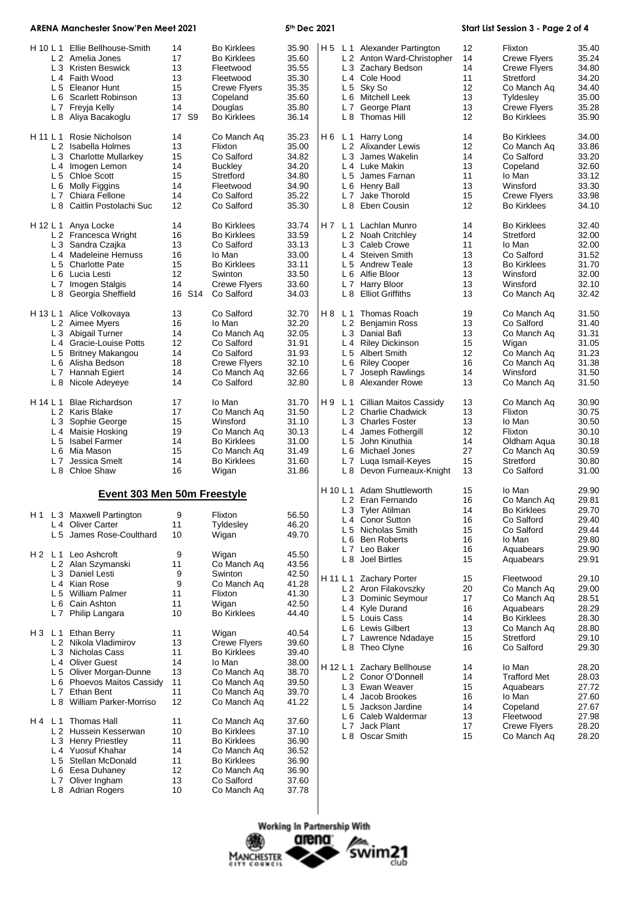| Heat | Lane | Name | Age | | Club | Seed Time |
|---|---|---|---|---|---|---|
| H 10 | L 1 | Ellie Bellhouse-Smith | 14 | | Bo Kirklees | 35.90 |
| | L 2 | Amelia Jones | 17 | | Bo Kirklees | 35.60 |
| | L 3 | Kristen Beswick | 13 | | Fleetwood | 35.55 |
| | L 4 | Faith Wood | 13 | | Fleetwood | 35.30 |
| | L 5 | Eleanor Hunt | 15 | | Crewe Flyers | 35.35 |
| | L 6 | Scarlett Robinson | 13 | | Copeland | 35.60 |
| | L 7 | Freyja Kelly | 14 | | Douglas | 35.80 |
| | L 8 | Aliya Bacakoglu | 17 | S9 | Bo Kirklees | 36.14 |
| H 11 | L 1 | Rosie Nicholson | 14 | | Co Manch Aq | 35.23 |
| | L 2 | Isabella Holmes | 13 | | Flixton | 35.00 |
| | L 3 | Charlotte Mullarkey | 15 | | Co Salford | 34.82 |
| | L 4 | Imogen Lemon | 14 | | Buckley | 34.20 |
| | L 5 | Chloe Scott | 15 | | Stretford | 34.80 |
| | L 6 | Molly Figgins | 14 | | Fleetwood | 34.90 |
| | L 7 | Chiara Fellone | 14 | | Co Salford | 35.22 |
| | L 8 | Caitlin Postolachi Suc | 12 | | Co Salford | 35.30 |
| H 12 | L 1 | Anya Locke | 14 | | Bo Kirklees | 33.74 |
| | L 2 | Francesca Wright | 16 | | Bo Kirklees | 33.59 |
| | L 3 | Sandra Czajka | 13 | | Co Salford | 33.13 |
| | L 4 | Madeleine Hemuss | 16 | | Io Man | 33.00 |
| | L 5 | Charlotte Pate | 15 | | Bo Kirklees | 33.11 |
| | L 6 | Lucia Lesti | 12 | | Swinton | 33.50 |
| | L 7 | Imogen Stalgis | 14 | | Crewe Flyers | 33.60 |
| | L 8 | Georgia Sheffield | 16 | S14 | Co Salford | 34.03 |
| H 13 | L 1 | Alice Volkovaya | 13 | | Co Salford | 32.70 |
| | L 2 | Aimee Myers | 16 | | Io Man | 32.20 |
| | L 3 | Abigail Turner | 14 | | Co Manch Aq | 32.05 |
| | L 4 | Gracie-Louise Potts | 12 | | Co Salford | 31.91 |
| | L 5 | Britney Makangou | 14 | | Co Salford | 31.93 |
| | L 6 | Alisha Bedson | 18 | | Crewe Flyers | 32.10 |
| | L 7 | Hannah Egiert | 14 | | Co Manch Aq | 32.66 |
| | L 8 | Nicole Adeyeye | 14 | | Co Salford | 32.80 |
| H 14 | L 1 | Blae Richardson | 17 | | Io Man | 31.70 |
| | L 2 | Karis Blake | 17 | | Co Manch Aq | 31.50 |
| | L 3 | Sophie George | 15 | | Winsford | 31.10 |
| | L 4 | Maisie Hosking | 19 | | Co Manch Aq | 30.13 |
| | L 5 | Isabel Farmer | 14 | | Bo Kirklees | 31.00 |
| | L 6 | Mia Mason | 15 | | Co Manch Aq | 31.49 |
| | L 7 | Jessica Smelt | 14 | | Bo Kirklees | 31.60 |
| | L 8 | Chloe Shaw | 16 | | Wigan | 31.86 |

## Event 303 Men 50m Freestyle

| Heat | Lane | Name | Age | Club | Seed Time |
|---|---|---|---|---|---|
| H 1 | L 3 | Maxwell Partington | 9 | Flixton | 56.50 |
| | L 4 | Oliver Carter | 11 | Tyldesley | 46.20 |
| | L 5 | James Rose-Coulthard | 10 | Wigan | 49.70 |
| H 2 | L 1 | Leo Ashcroft | 9 | Wigan | 45.50 |
| | L 2 | Alan Szymanski | 11 | Co Manch Aq | 43.56 |
| | L 3 | Daniel Lesti | 9 | Swinton | 42.50 |
| | L 4 | Kian Rose | 9 | Co Manch Aq | 41.28 |
| | L 5 | William Palmer | 11 | Flixton | 41.30 |
| | L 6 | Cain Ashton | 11 | Wigan | 42.50 |
| | L 7 | Philip Langara | 10 | Bo Kirklees | 44.40 |
| H 3 | L 1 | Ethan Berry | 11 | Wigan | 40.54 |
| | L 2 | Nikola Vladimirov | 13 | Crewe Flyers | 39.60 |
| | L 3 | Nicholas Cass | 11 | Bo Kirklees | 39.40 |
| | L 4 | Oliver Guest | 14 | Io Man | 38.00 |
| | L 5 | Oliver Morgan-Dunne | 13 | Co Manch Aq | 38.70 |
| | L 6 | Phoevos Maitos Cassidy | 11 | Co Manch Aq | 39.50 |
| | L 7 | Ethan Bent | 11 | Co Manch Aq | 39.70 |
| | L 8 | William Parker-Morriso | 12 | Co Manch Aq | 41.22 |
| H 4 | L 1 | Thomas Hall | 11 | Co Manch Aq | 37.60 |
| | L 2 | Hussein Kesserwan | 10 | Bo Kirklees | 37.10 |
| | L 3 | Henry Priestley | 11 | Bo Kirklees | 36.90 |
| | L 4 | Yuosuf Khahar | 14 | Co Manch Aq | 36.52 |
| | L 5 | Stellan McDonald | 11 | Bo Kirklees | 36.90 |
| | L 6 | Eesa Duhaney | 12 | Co Manch Aq | 36.90 |
| | L 7 | Oliver Ingham | 13 | Co Salford | 37.60 |
| | L 8 | Adrian Rogers | 10 | Co Manch Aq | 37.78 |
| H 5 | L 1 | Alexander Partington | 12 | Flixton | 35.40 |
| | L 2 | Anton Ward-Christopher | 14 | Crewe Flyers | 35.24 |
| | L 3 | Zachary Bedson | 14 | Crewe Flyers | 34.80 |
| | L 4 | Cole Hood | 11 | Stretford | 34.20 |
| | L 5 | Sky So | 12 | Co Manch Aq | 34.40 |
| | L 6 | Mitchell Leek | 13 | Tyldesley | 35.00 |
| | L 7 | George Plant | 13 | Crewe Flyers | 35.28 |
| | L 8 | Thomas Hill | 12 | Bo Kirklees | 35.90 |
| H 6 | L 1 | Harry Long | 14 | Bo Kirklees | 34.00 |
| | L 2 | Alixander Lewis | 12 | Co Manch Aq | 33.86 |
| | L 3 | James Wakelin | 14 | Co Salford | 33.20 |
| | L 4 | Luke Makin | 13 | Copeland | 32.60 |
| | L 5 | James Farnan | 11 | Io Man | 33.12 |
| | L 6 | Henry Ball | 13 | Winsford | 33.30 |
| | L 7 | Jake Thorold | 15 | Crewe Flyers | 33.98 |
| | L 8 | Eben Cousin | 12 | Bo Kirklees | 34.10 |
| H 7 | L 1 | Lachlan Munro | 14 | Bo Kirklees | 32.40 |
| | L 2 | Noah Critchley | 14 | Stretford | 32.00 |
| | L 3 | Caleb Crowe | 11 | Io Man | 32.00 |
| | L 4 | Steiven Smith | 13 | Co Salford | 31.52 |
| | L 5 | Andrew Teale | 13 | Bo Kirklees | 31.70 |
| | L 6 | Alfie Bloor | 13 | Winsford | 32.00 |
| | L 7 | Harry Bloor | 13 | Winsford | 32.10 |
| | L 8 | Elliot Griffiths | 13 | Co Manch Aq | 32.42 |
| H 8 | L 1 | Thomas Roach | 19 | Co Manch Aq | 31.50 |
| | L 2 | Benjamin Ross | 13 | Co Salford | 31.40 |
| | L 3 | Danial Bafi | 13 | Co Manch Aq | 31.31 |
| | L 4 | Riley Dickinson | 15 | Wigan | 31.05 |
| | L 5 | Albert Smith | 12 | Co Manch Aq | 31.23 |
| | L 6 | Riley Cooper | 16 | Co Manch Aq | 31.38 |
| | L 7 | Joseph Rawlings | 14 | Winsford | 31.50 |
| | L 8 | Alexander Rowe | 13 | Co Manch Aq | 31.50 |
| H 9 | L 1 | Cillian Maitos Cassidy | 13 | Co Manch Aq | 30.90 |
| | L 2 | Charlie Chadwick | 13 | Flixton | 30.75 |
| | L 3 | Charles Foster | 13 | Io Man | 30.50 |
| | L 4 | James Fothergill | 12 | Flixton | 30.10 |
| | L 5 | John Kinuthia | 14 | Oldham Aqua | 30.18 |
| | L 6 | Michael Jones | 27 | Co Manch Aq | 30.59 |
| | L 7 | Luqa Ismail-Keyes | 15 | Stretford | 30.80 |
| | L 8 | Devon Furneaux-Knight | 13 | Co Salford | 31.00 |
| H 10 | L 1 | Adam Shuttleworth | 15 | Io Man | 29.90 |
| | L 2 | Eran Fernando | 16 | Co Manch Aq | 29.81 |
| | L 3 | Tyler Atilman | 14 | Bo Kirklees | 29.70 |
| | L 4 | Conor Sutton | 16 | Co Salford | 29.40 |
| | L 5 | Nicholas Smith | 15 | Co Salford | 29.44 |
| | L 6 | Ben Roberts | 16 | Io Man | 29.80 |
| | L 7 | Leo Baker | 16 | Aquabears | 29.90 |
| | L 8 | Joel Birtles | 15 | Aquabears | 29.91 |
| H 11 | L 1 | Zachary Porter | 15 | Fleetwood | 29.10 |
| | L 2 | Aron Filakovszky | 20 | Co Manch Aq | 29.00 |
| | L 3 | Dominic Seymour | 17 | Co Manch Aq | 28.51 |
| | L 4 | Kyle Durand | 16 | Aquabears | 28.29 |
| | L 5 | Louis Cass | 14 | Bo Kirklees | 28.30 |
| | L 6 | Lewis Gilbert | 13 | Co Manch Aq | 28.80 |
| | L 7 | Lawrence Ndadaye | 15 | Stretford | 29.10 |
| | L 8 | Theo Clyne | 16 | Co Salford | 29.30 |
| H 12 | L 1 | Zachary Bellhouse | 14 | Io Man | 28.20 |
| | L 2 | Conor O'Donnell | 14 | Trafford Met | 28.03 |
| | L 3 | Ewan Weaver | 15 | Aquabears | 27.72 |
| | L 4 | Jacob Brookes | 16 | Io Man | 27.60 |
| | L 5 | Jackson Jardine | 14 | Copeland | 27.67 |
| | L 6 | Caleb Waldermar | 13 | Fleetwood | 27.98 |
| | L 7 | Jack Plant | 17 | Crewe Flyers | 28.20 |
| | L 8 | Oscar Smith | 15 | Co Manch Aq | 28.20 |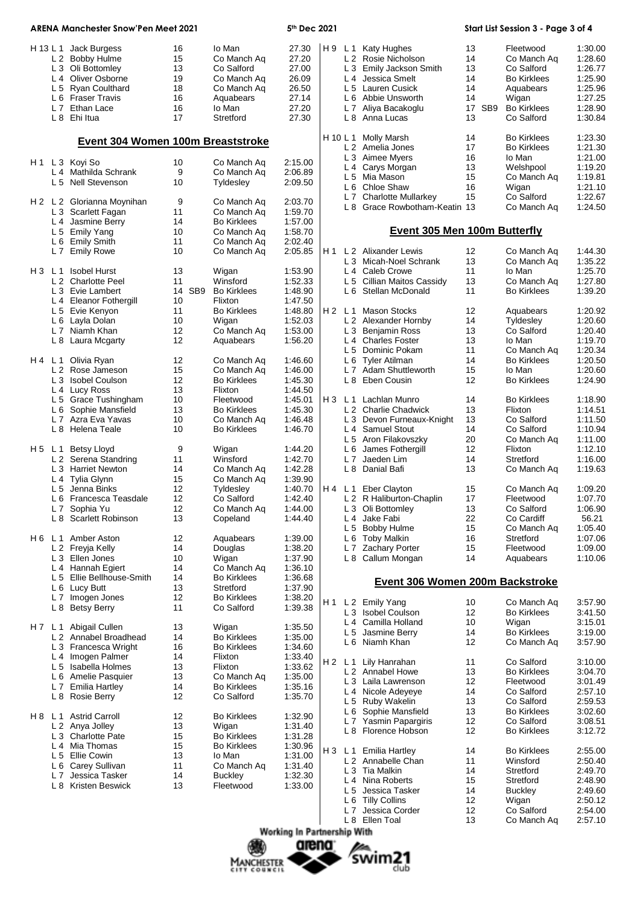## ARENA Manchester Snow'Pen Meet 2021 — 5th Dec 2021 — Start List Session 3

| Heat | Lane | Name | Age | | Club | Time |
|---|---|---|---|---|---|---|
| H 13 | L 1 | Jack Burgess | 16 | | Io Man | 27.30 |
| | L 2 | Bobby Hulme | 15 | | Co Manch Aq | 27.20 |
| | L 3 | Oli Bottomley | 13 | | Co Salford | 27.00 |
| | L 4 | Oliver Osborne | 19 | | Co Manch Aq | 26.09 |
| | L 5 | Ryan Coulthard | 18 | | Co Manch Aq | 26.50 |
| | L 6 | Fraser Travis | 16 | | Aquabears | 27.14 |
| | L 7 | Ethan Lace | 16 | | Io Man | 27.20 |
| | L 8 | Ehi Itua | 17 | | Stretford | 27.30 |

### Event 304 Women 100m Breaststroke

| Heat | Lane | Name | Age | | Club | Time |
|---|---|---|---|---|---|---|
| H 1 | L 3 | Koyi So | 10 | | Co Manch Aq | 2:15.00 |
| | L 4 | Mathilda Schrank | 9 | | Co Manch Aq | 2:06.89 |
| | L 5 | Nell Stevenson | 10 | | Tyldesley | 2:09.50 |
| H 2 | L 2 | Glorianna Moynihan | 9 | | Co Manch Aq | 2:03.70 |
| | L 3 | Scarlett Fagan | 11 | | Co Manch Aq | 1:59.70 |
| | L 4 | Jasmine Berry | 14 | | Bo Kirklees | 1:57.00 |
| | L 5 | Emily Yang | 10 | | Co Manch Aq | 1:58.70 |
| | L 6 | Emily Smith | 11 | | Co Manch Aq | 2:02.40 |
| | L 7 | Emily Rowe | 10 | | Co Manch Aq | 2:05.85 |
| H 3 | L 1 | Isobel Hurst | 13 | | Wigan | 1:53.90 |
| | L 2 | Charlotte Peel | 11 | | Winsford | 1:52.33 |
| | L 3 | Evie Lambert | 14 | SB9 | Bo Kirklees | 1:48.90 |
| | L 4 | Eleanor Fothergill | 10 | | Flixton | 1:47.50 |
| | L 5 | Evie Kenyon | 11 | | Bo Kirklees | 1:48.80 |
| | L 6 | Layla Dolan | 10 | | Wigan | 1:52.03 |
| | L 7 | Niamh Khan | 12 | | Co Manch Aq | 1:53.00 |
| | L 8 | Laura Mcgarty | 12 | | Aquabears | 1:56.20 |
| H 4 | L 1 | Olivia Ryan | 12 | | Co Manch Aq | 1:46.60 |
| | L 2 | Rose Jameson | 15 | | Co Manch Aq | 1:46.00 |
| | L 3 | Isobel Coulson | 12 | | Bo Kirklees | 1:45.30 |
| | L 4 | Lucy Ross | 13 | | Flixton | 1:44.50 |
| | L 5 | Grace Tushingham | 10 | | Fleetwood | 1:45.01 |
| | L 6 | Sophie Mansfield | 13 | | Bo Kirklees | 1:45.30 |
| | L 7 | Azra Eva Yavas | 10 | | Co Manch Aq | 1:46.48 |
| | L 8 | Helena Teale | 10 | | Bo Kirklees | 1:46.70 |
| H 5 | L 1 | Betsy Lloyd | 9 | | Wigan | 1:44.20 |
| | L 2 | Serena Standring | 11 | | Winsford | 1:42.70 |
| | L 3 | Harriet Newton | 14 | | Co Manch Aq | 1:42.28 |
| | L 4 | Tylia Glynn | 15 | | Co Manch Aq | 1:39.90 |
| | L 5 | Jenna Binks | 12 | | Tyldesley | 1:40.70 |
| | L 6 | Francesca Teasdale | 12 | | Co Salford | 1:42.40 |
| | L 7 | Sophia Yu | 12 | | Co Manch Aq | 1:44.00 |
| | L 8 | Scarlett Robinson | 13 | | Copeland | 1:44.40 |
| H 6 | L 1 | Amber Aston | 12 | | Aquabears | 1:39.00 |
| | L 2 | Freyja Kelly | 14 | | Douglas | 1:38.20 |
| | L 3 | Ellen Jones | 10 | | Wigan | 1:37.90 |
| | L 4 | Hannah Egiert | 14 | | Co Manch Aq | 1:36.10 |
| | L 5 | Ellie Bellhouse-Smith | 14 | | Bo Kirklees | 1:36.68 |
| | L 6 | Lucy Butt | 13 | | Stretford | 1:37.90 |
| | L 7 | Imogen Jones | 12 | | Bo Kirklees | 1:38.20 |
| | L 8 | Betsy Berry | 11 | | Co Salford | 1:39.38 |
| H 7 | L 1 | Abigail Cullen | 13 | | Wigan | 1:35.50 |
| | L 2 | Annabel Broadhead | 14 | | Bo Kirklees | 1:35.00 |
| | L 3 | Francesca Wright | 16 | | Bo Kirklees | 1:34.60 |
| | L 4 | Imogen Palmer | 14 | | Flixton | 1:33.40 |
| | L 5 | Isabella Holmes | 13 | | Flixton | 1:33.62 |
| | L 6 | Amelie Pasquier | 13 | | Co Manch Aq | 1:35.00 |
| | L 7 | Emilia Hartley | 14 | | Bo Kirklees | 1:35.16 |
| | L 8 | Rosie Berry | 12 | | Co Salford | 1:35.70 |
| H 8 | L 1 | Astrid Carroll | 12 | | Bo Kirklees | 1:32.90 |
| | L 2 | Anya Jolley | 13 | | Wigan | 1:31.40 |
| | L 3 | Charlotte Pate | 15 | | Bo Kirklees | 1:31.28 |
| | L 4 | Mia Thomas | 15 | | Bo Kirklees | 1:30.96 |
| | L 5 | Ellie Cowin | 13 | | Io Man | 1:31.00 |
| | L 6 | Carey Sullivan | 11 | | Co Manch Aq | 1:31.40 |
| | L 7 | Jessica Tasker | 14 | | Buckley | 1:32.30 |
| | L 8 | Kristen Beswick | 13 | | Fleetwood | 1:33.00 |
| H 9 | L 1 | Katy Hughes | 13 | | Fleetwood | 1:30.00 |
| | L 2 | Rosie Nicholson | 14 | | Co Manch Aq | 1:28.60 |
| | L 3 | Emily Jackson Smith | 13 | | Co Salford | 1:26.77 |
| | L 4 | Jessica Smelt | 14 | | Bo Kirklees | 1:25.90 |
| | L 5 | Lauren Cusick | 14 | | Aquabears | 1:25.96 |
| | L 6 | Abbie Unsworth | 14 | | Wigan | 1:27.25 |
| | L 7 | Aliya Bacakoglu | 17 | SB9 | Bo Kirklees | 1:28.90 |
| | L 8 | Anna Lucas | 13 | | Co Salford | 1:30.84 |
| H 10 | L 1 | Molly Marsh | 14 | | Bo Kirklees | 1:23.30 |
| | L 2 | Amelia Jones | 17 | | Bo Kirklees | 1:21.30 |
| | L 3 | Aimee Myers | 16 | | Io Man | 1:21.00 |
| | L 4 | Carys Morgan | 13 | | Welshpool | 1:19.20 |
| | L 5 | Mia Mason | 15 | | Co Manch Aq | 1:19.81 |
| | L 6 | Chloe Shaw | 16 | | Wigan | 1:21.10 |
| | L 7 | Charlotte Mullarkey | 15 | | Co Salford | 1:22.67 |
| | L 8 | Grace Rowbotham-Keatin | 13 | | Co Manch Aq | 1:24.50 |

### Event 305 Men 100m Butterfly

| Heat | Lane | Name | Age | Club | Time |
|---|---|---|---|---|---|
| H 1 | L 2 | Alixander Lewis | 12 | Co Manch Aq | 1:44.30 |
| | L 3 | Micah-Noel Schrank | 13 | Co Manch Aq | 1:35.22 |
| | L 4 | Caleb Crowe | 11 | Io Man | 1:25.70 |
| | L 5 | Cillian Maitos Cassidy | 13 | Co Manch Aq | 1:27.80 |
| | L 6 | Stellan McDonald | 11 | Bo Kirklees | 1:39.20 |
| H 2 | L 1 | Mason Stocks | 12 | Aquabears | 1:20.92 |
| | L 2 | Alexander Hornby | 14 | Tyldesley | 1:20.60 |
| | L 3 | Benjamin Ross | 13 | Co Salford | 1:20.40 |
| | L 4 | Charles Foster | 13 | Io Man | 1:19.70 |
| | L 5 | Dominic Pokam | 11 | Co Manch Aq | 1:20.34 |
| | L 6 | Tyler Atilman | 14 | Bo Kirklees | 1:20.50 |
| | L 7 | Adam Shuttleworth | 15 | Io Man | 1:20.60 |
| | L 8 | Eben Cousin | 12 | Bo Kirklees | 1:24.90 |
| H 3 | L 1 | Lachlan Munro | 14 | Bo Kirklees | 1:18.90 |
| | L 2 | Charlie Chadwick | 13 | Flixton | 1:14.51 |
| | L 3 | Devon Furneaux-Knight | 13 | Co Salford | 1:11.50 |
| | L 4 | Samuel Stout | 14 | Co Salford | 1:10.94 |
| | L 5 | Aron Filakovszky | 20 | Co Manch Aq | 1:11.00 |
| | L 6 | James Fothergill | 12 | Flixton | 1:12.10 |
| | L 7 | Jaeden Lim | 14 | Stretford | 1:16.00 |
| | L 8 | Danial Bafi | 13 | Co Manch Aq | 1:19.63 |
| H 4 | L 1 | Eber Clayton | 15 | Co Manch Aq | 1:09.20 |
| | L 2 | R Haliburton-Chaplin | 17 | Fleetwood | 1:07.70 |
| | L 3 | Oli Bottomley | 13 | Co Salford | 1:06.90 |
| | L 4 | Jake Fabi | 22 | Co Cardiff | 56.21 |
| | L 5 | Bobby Hulme | 15 | Co Manch Aq | 1:05.40 |
| | L 6 | Toby Malkin | 16 | Stretford | 1:07.06 |
| | L 7 | Zachary Porter | 15 | Fleetwood | 1:09.00 |
| | L 8 | Callum Mongan | 14 | Aquabears | 1:10.06 |

### Event 306 Women 200m Backstroke

| Heat | Lane | Name | Age | Club | Time |
|---|---|---|---|---|---|
| H 1 | L 2 | Emily Yang | 10 | Co Manch Aq | 3:57.90 |
| | L 3 | Isobel Coulson | 12 | Bo Kirklees | 3:41.50 |
| | L 4 | Camilla Holland | 10 | Wigan | 3:15.01 |
| | L 5 | Jasmine Berry | 14 | Bo Kirklees | 3:19.00 |
| | L 6 | Niamh Khan | 12 | Co Manch Aq | 3:57.90 |
| H 2 | L 1 | Lily Hanrahan | 11 | Co Salford | 3:10.00 |
| | L 2 | Annabel Howe | 13 | Bo Kirklees | 3:04.70 |
| | L 3 | Laila Lawrenson | 12 | Fleetwood | 3:01.49 |
| | L 4 | Nicole Adeyeye | 14 | Co Salford | 2:57.10 |
| | L 5 | Ruby Wakelin | 13 | Co Salford | 2:59.53 |
| | L 6 | Sophie Mansfield | 13 | Bo Kirklees | 3:02.60 |
| | L 7 | Yasmin Papargiris | 12 | Co Salford | 3:08.51 |
| | L 8 | Florence Hobson | 12 | Bo Kirklees | 3:12.72 |
| H 3 | L 1 | Emilia Hartley | 14 | Bo Kirklees | 2:55.00 |
| | L 2 | Annabelle Chan | 11 | Winsford | 2:50.40 |
| | L 3 | Tia Malkin | 14 | Stretford | 2:49.70 |
| | L 4 | Nina Roberts | 15 | Stretford | 2:48.90 |
| | L 5 | Jessica Tasker | 14 | Buckley | 2:49.60 |
| | L 6 | Tilly Collins | 12 | Wigan | 2:50.12 |
| | L 7 | Jessica Corder | 12 | Co Salford | 2:54.00 |
| | L 8 | Ellen Toal | 13 | Co Manch Aq | 2:57.10 |

Working In Partnership With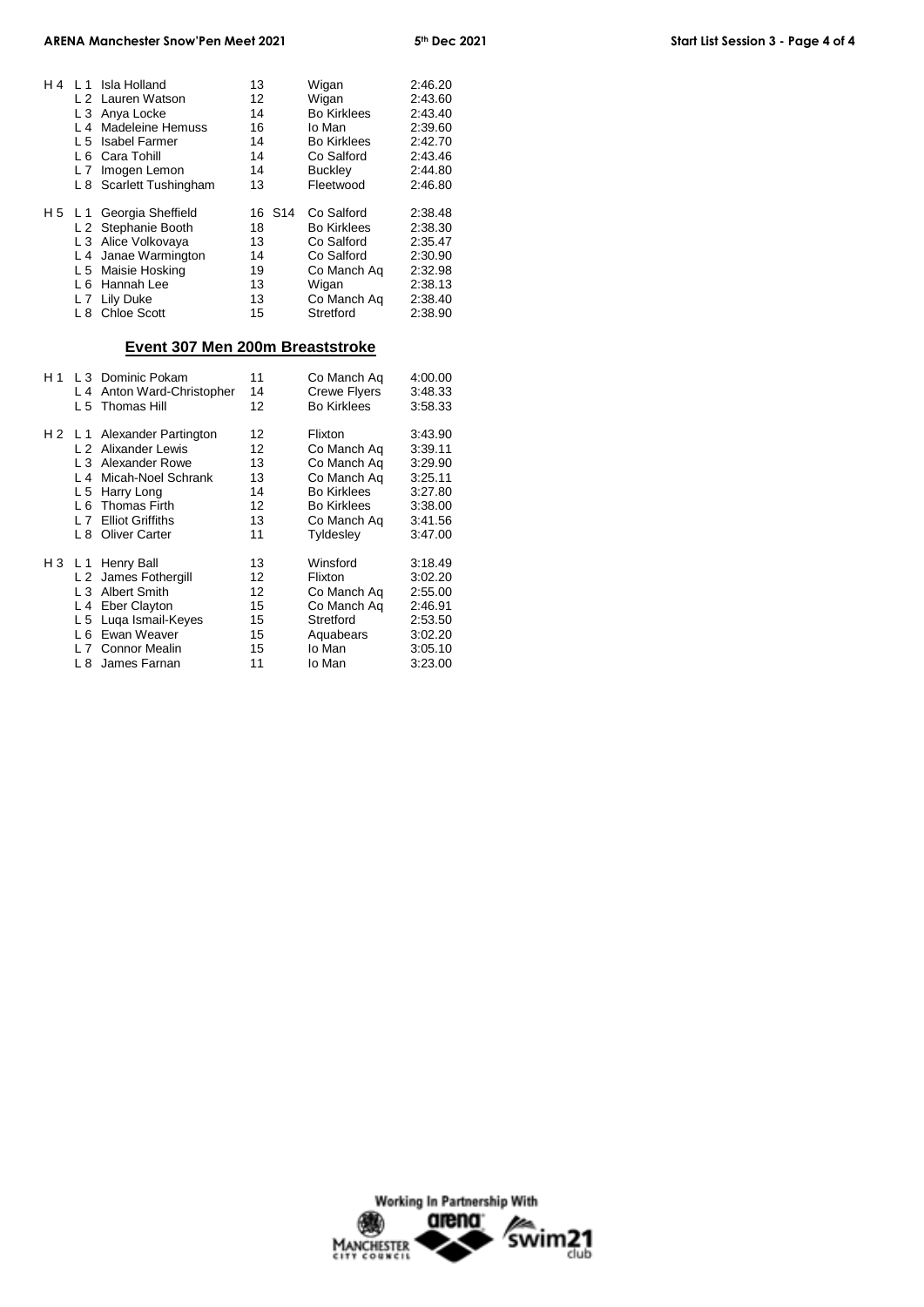| | | | | | | |
|---|---|---|---|---|---|---|
| H 4 | L 1 | Isla Holland | 13 | | Wigan | 2:46.20 |
| | L 2 | Lauren Watson | 12 | | Wigan | 2:43.60 |
| | L 3 | Anya Locke | 14 | | Bo Kirklees | 2:43.40 |
| | L 4 | Madeleine Hemuss | 16 | | Io Man | 2:39.60 |
| | L 5 | Isabel Farmer | 14 | | Bo Kirklees | 2:42.70 |
| | L 6 | Cara Tohill | 14 | | Co Salford | 2:43.46 |
| | L 7 | Imogen Lemon | 14 | | Buckley | 2:44.80 |
| | L 8 | Scarlett Tushingham | 13 | | Fleetwood | 2:46.80 |
| H 5 | L 1 | Georgia Sheffield | 16 | S14 | Co Salford | 2:38.48 |
| | L 2 | Stephanie Booth | 18 | | Bo Kirklees | 2:38.30 |
| | L 3 | Alice Volkovaya | 13 | | Co Salford | 2:35.47 |
| | L 4 | Janae Warmington | 14 | | Co Salford | 2:30.90 |
| | L 5 | Maisie Hosking | 19 | | Co Manch Aq | 2:32.98 |
| | L 6 | Hannah Lee | 13 | | Wigan | 2:38.13 |
| | L 7 | Lily Duke | 13 | | Co Manch Aq | 2:38.40 |
| | L 8 | Chloe Scott | 15 | | Stretford | 2:38.90 |

## Event 307 Men 200m Breaststroke

| | | | | | |
|---|---|---|---|---|---|
| H 1 | L 3 | Dominic Pokam | 11 | Co Manch Aq | 4:00.00 |
| | L 4 | Anton Ward-Christopher | 14 | Crewe Flyers | 3:48.33 |
| | L 5 | Thomas Hill | 12 | Bo Kirklees | 3:58.33 |
| H 2 | L 1 | Alexander Partington | 12 | Flixton | 3:43.90 |
| | L 2 | Alixander Lewis | 12 | Co Manch Aq | 3:39.11 |
| | L 3 | Alexander Rowe | 13 | Co Manch Aq | 3:29.90 |
| | L 4 | Micah-Noel Schrank | 13 | Co Manch Aq | 3:25.11 |
| | L 5 | Harry Long | 14 | Bo Kirklees | 3:27.80 |
| | L 6 | Thomas Firth | 12 | Bo Kirklees | 3:38.00 |
| | L 7 | Elliot Griffiths | 13 | Co Manch Aq | 3:41.56 |
| | L 8 | Oliver Carter | 11 | Tyldesley | 3:47.00 |
| H 3 | L 1 | Henry Ball | 13 | Winsford | 3:18.49 |
| | L 2 | James Fothergill | 12 | Flixton | 3:02.20 |
| | L 3 | Albert Smith | 12 | Co Manch Aq | 2:55.00 |
| | L 4 | Eber Clayton | 15 | Co Manch Aq | 2:46.91 |
| | L 5 | Luqa Ismail-Keyes | 15 | Stretford | 2:53.50 |
| | L 6 | Ewan Weaver | 15 | Aquabears | 3:02.20 |
| | L 7 | Connor Mealin | 15 | Io Man | 3:05.10 |
| | L 8 | James Farnan | 11 | Io Man | 3:23.00 |

Working In Partnership With